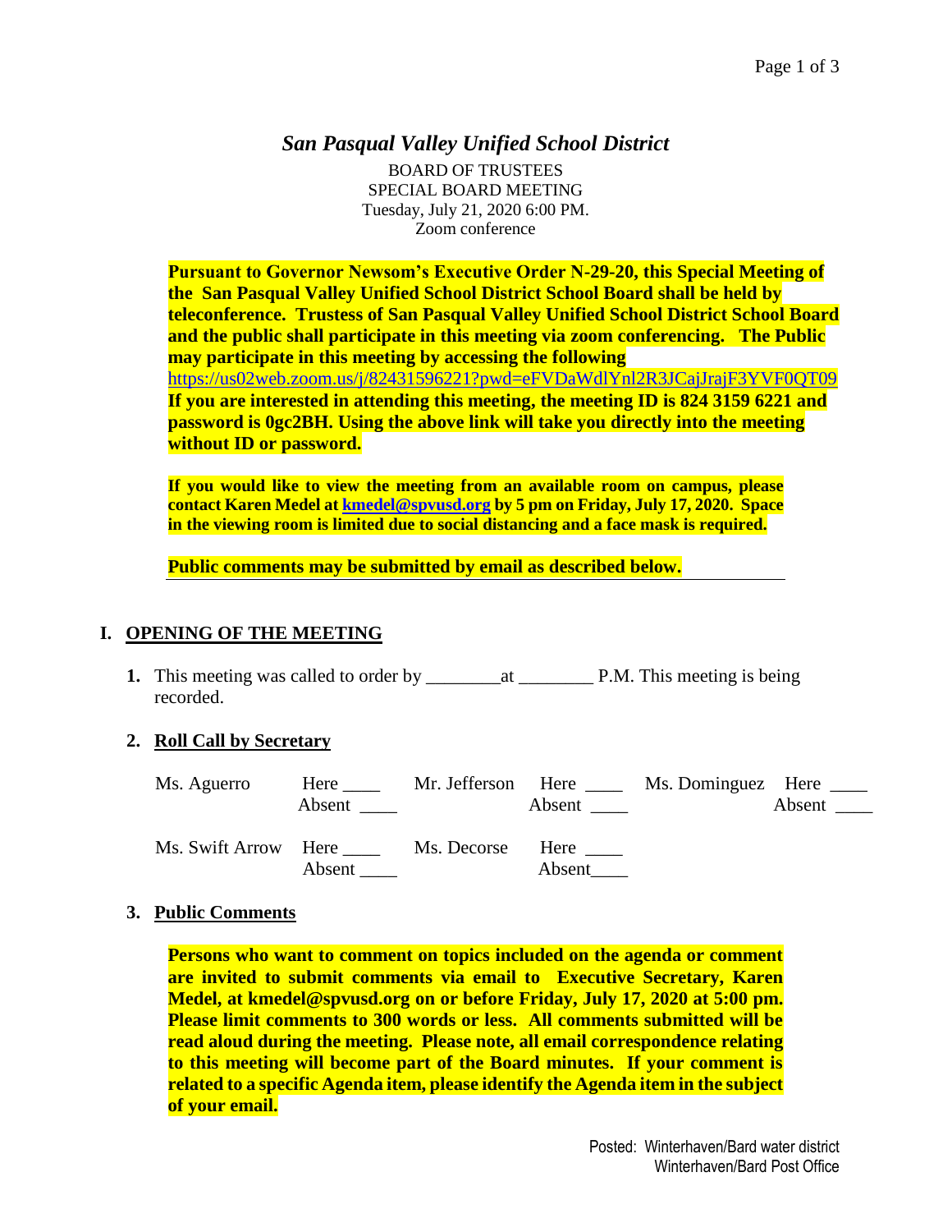# *San Pasqual Valley Unified School District*

BOARD OF TRUSTEES
SPECIAL BOARD MEETING
Tuesday, July 21, 2020 6:00 PM.
Zoom conference

**Pursuant to Governor Newsom's Executive Order N-29-20, this Special Meeting of the San Pasqual Valley Unified School District School Board shall be held by teleconference. Trustess of San Pasqual Valley Unified School District School Board and the public shall participate in this meeting via zoom conferencing. The Public may participate in this meeting by accessing the following** https://us02web.zoom.us/j/82431596221?pwd=eFVDaWdlYnl2R3JCajJrajF3YVF0QT09 **If you are interested in attending this meeting, the meeting ID is 824 3159 6221 and password is 0gc2BH. Using the above link will take you directly into the meeting without ID or password.**

**If you would like to view the meeting from an available room on campus, please contact Karen Medel at kmedel@spvusd.org by 5 pm on Friday, July 17, 2020. Space in the viewing room is limited due to social distancing and a face mask is required.**

**Public comments may be submitted by email as described below.**

## I. OPENING OF THE MEETING

**1.** This meeting was called to order by ________at ________ P.M. This meeting is being recorded.

**2. Roll Call by Secretary**

| | | | | | |
|---|---|---|---|---|---|
| Ms. Aguerro | Here ____ Absent ____ | Mr. Jefferson | Here ____ Absent ____ | Ms. Dominguez | Here ____ Absent ____ |
| Ms. Swift Arrow | Here ____ Absent ____ | Ms. Decorse | Here ____ Absent____ | | |

**3. Public Comments**

**Persons who want to comment on topics included on the agenda or comment are invited to submit comments via email to Executive Secretary, Karen Medel, at kmedel@spvusd.org on or before Friday, July 17, 2020 at 5:00 pm. Please limit comments to 300 words or less. All comments submitted will be read aloud during the meeting. Please note, all email correspondence relating to this meeting will become part of the Board minutes. If your comment is related to a specific Agenda item, please identify the Agenda item in the subject of your email.**

Posted: Winterhaven/Bard water district
Winterhaven/Bard Post Office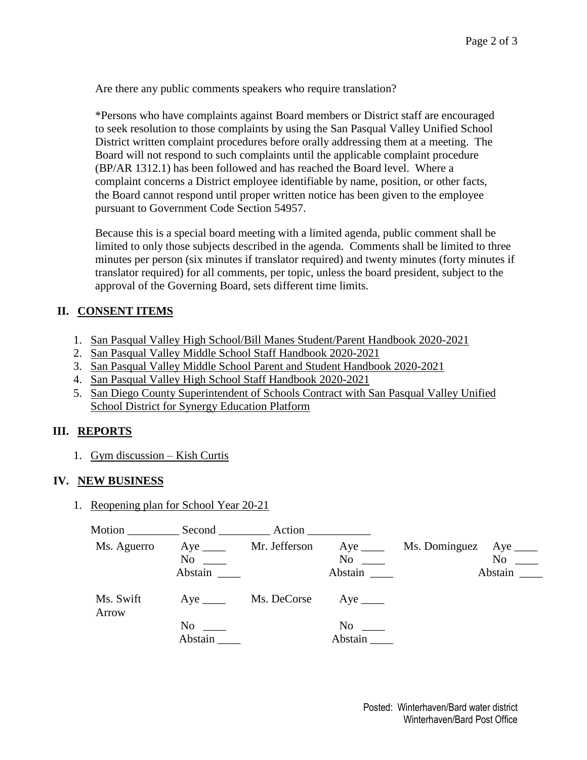Are there any public comments speakers who require translation?

*Persons who have complaints against Board members or District staff are encouraged to seek resolution to those complaints by using the San Pasqual Valley Unified School District written complaint procedures before orally addressing them at a meeting. The Board will not respond to such complaints until the applicable complaint procedure (BP/AR 1312.1) has been followed and has reached the Board level. Where a complaint concerns a District employee identifiable by name, position, or other facts, the Board cannot respond until proper written notice has been given to the employee pursuant to Government Code Section 54957.

Because this is a special board meeting with a limited agenda, public comment shall be limited to only those subjects described in the agenda. Comments shall be limited to three minutes per person (six minutes if translator required) and twenty minutes (forty minutes if translator required) for all comments, per topic, unless the board president, subject to the approval of the Governing Board, sets different time limits.

## II. CONSENT ITEMS

1. San Pasqual Valley High School/Bill Manes Student/Parent Handbook 2020-2021
2. San Pasqual Valley Middle School Staff Handbook 2020-2021
3. San Pasqual Valley Middle School Parent and Student Handbook 2020-2021
4. San Pasqual Valley High School Staff Handbook 2020-2021
5. San Diego County Superintendent of Schools Contract with San Pasqual Valley Unified School District for Synergy Education Platform

## III. REPORTS

1. Gym discussion – Kish Curtis

## IV. NEW BUSINESS

1. Reopening plan for School Year 20-21

Motion _________ Second _________ Action ___________

| | | | | | |
|---|---|---|---|---|---|
| Ms. Aguerro | Aye ____<br>No ____<br>Abstain ____ | Mr. Jefferson | Aye ____<br>No ____<br>Abstain ____ | Ms. Dominguez | Aye ____<br>No ____<br>Abstain ____ |
| Ms. Swift Arrow | Aye ____<br>No ____<br>Abstain ____ | Ms. DeCorse | Aye ____<br>No ____<br>Abstain ____ | | |

Posted: Winterhaven/Bard water district
Winterhaven/Bard Post Office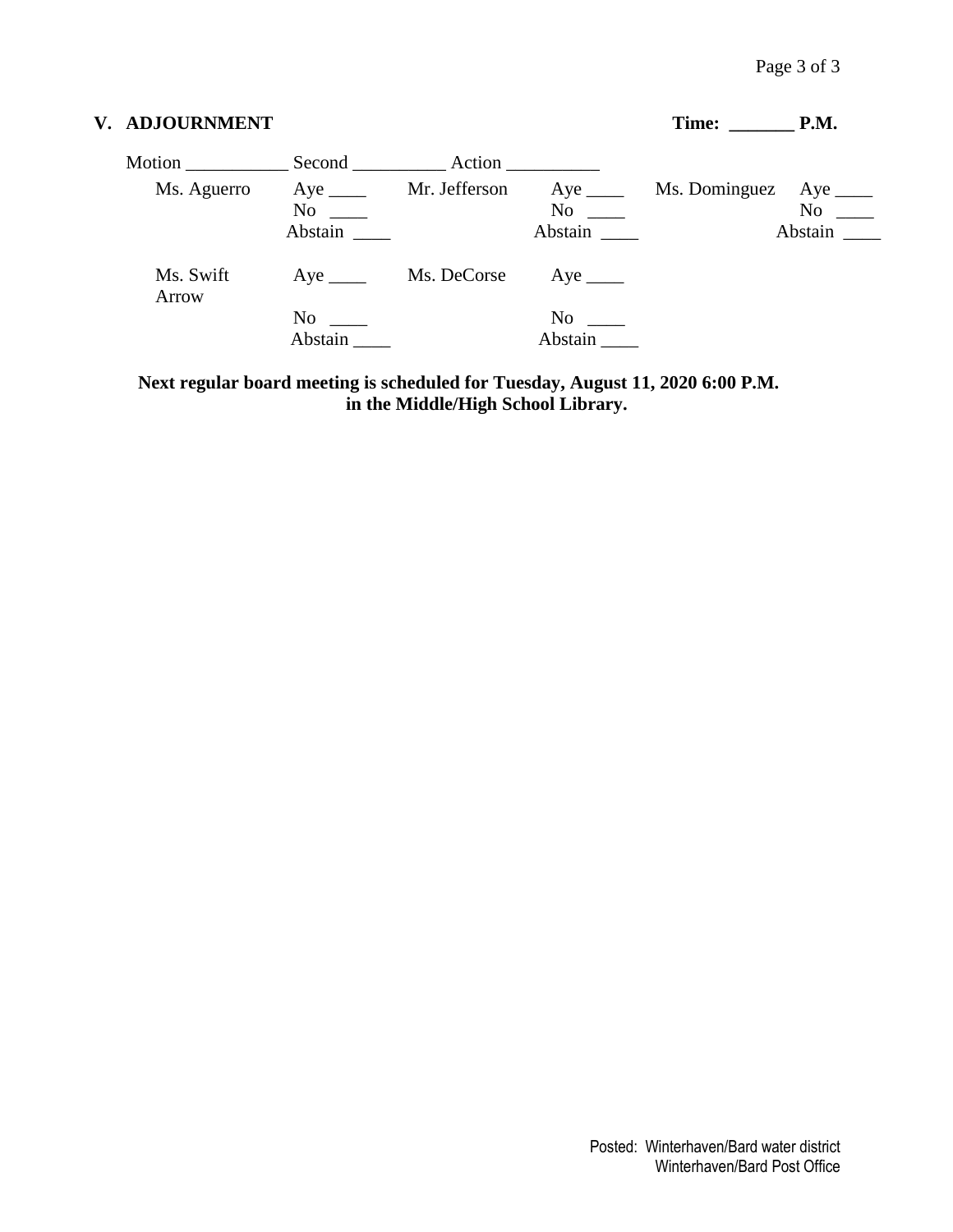## V. ADJOURNMENT **Time: _______ P.M.**

Motion ___________ Second __________ Action __________

| | | | | | |
|---|---|---|---|---|---|
| Ms. Aguerro | Aye ____<br>No ____<br>Abstain ____ | Mr. Jefferson | Aye ____<br>No ____<br>Abstain ____ | Ms. Dominguez | Aye ____<br>No ____<br>Abstain ____ |
| Ms. Swift Arrow | Aye ____<br>No ____<br>Abstain ____ | Ms. DeCorse | Aye ____<br>No ____<br>Abstain ____ | | |

**Next regular board meeting is scheduled for Tuesday, August 11, 2020 6:00 P.M. in the Middle/High School Library.**

Posted: Winterhaven/Bard water district
Winterhaven/Bard Post Office